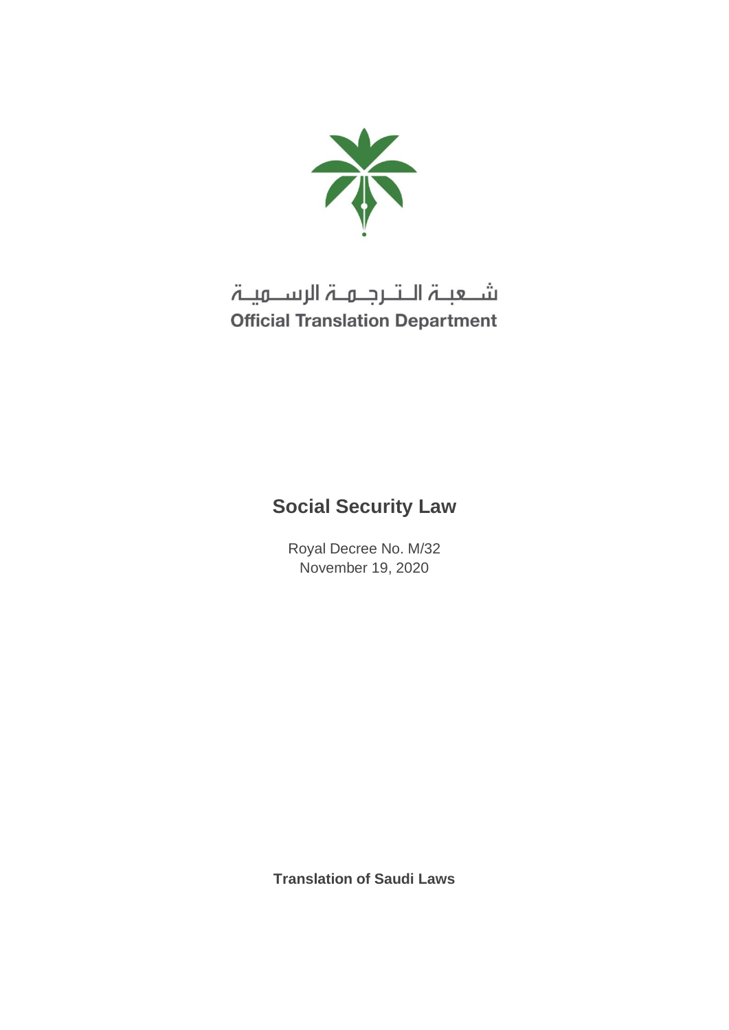شعبة الترجمة الرسمية

**Official Translation Department**

# Social Security Law

Royal Decree No. M/32
November 19, 2020

**Translation of Saudi Laws**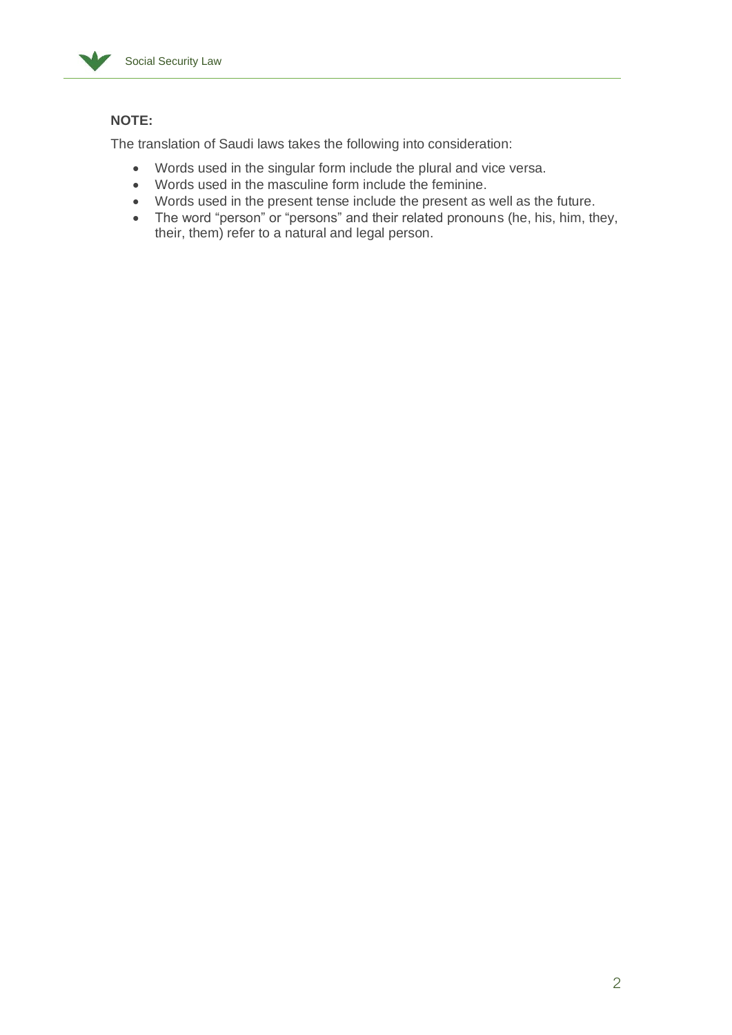**NOTE:**

The translation of Saudi laws takes the following into consideration:

- Words used in the singular form include the plural and vice versa.
- Words used in the masculine form include the feminine.
- Words used in the present tense include the present as well as the future.
- The word “person” or “persons” and their related pronouns (he, his, him, they, their, them) refer to a natural and legal person.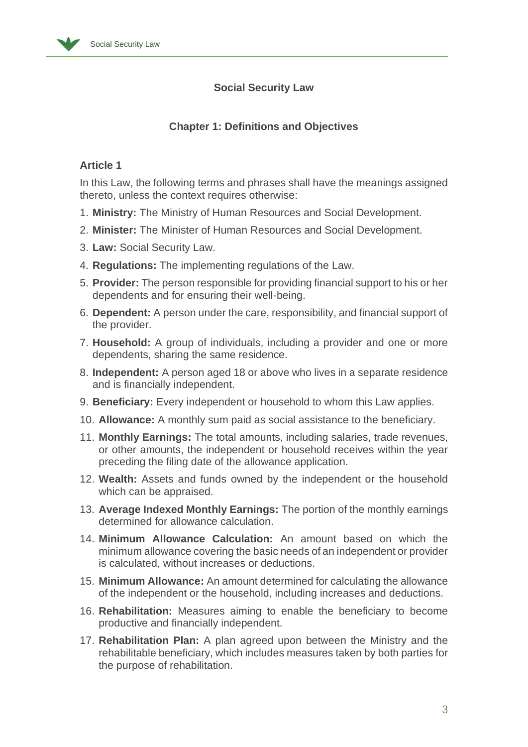# Social Security Law

## Chapter 1: Definitions and Objectives

### Article 1

In this Law, the following terms and phrases shall have the meanings assigned thereto, unless the context requires otherwise:

1. **Ministry:** The Ministry of Human Resources and Social Development.
2. **Minister:** The Minister of Human Resources and Social Development.
3. **Law:** Social Security Law.
4. **Regulations:** The implementing regulations of the Law.
5. **Provider:** The person responsible for providing financial support to his or her dependents and for ensuring their well-being.
6. **Dependent:** A person under the care, responsibility, and financial support of the provider.
7. **Household:** A group of individuals, including a provider and one or more dependents, sharing the same residence.
8. **Independent:** A person aged 18 or above who lives in a separate residence and is financially independent.
9. **Beneficiary:** Every independent or household to whom this Law applies.
10. **Allowance:** A monthly sum paid as social assistance to the beneficiary.
11. **Monthly Earnings:** The total amounts, including salaries, trade revenues, or other amounts, the independent or household receives within the year preceding the filing date of the allowance application.
12. **Wealth:** Assets and funds owned by the independent or the household which can be appraised.
13. **Average Indexed Monthly Earnings:** The portion of the monthly earnings determined for allowance calculation.
14. **Minimum Allowance Calculation:** An amount based on which the minimum allowance covering the basic needs of an independent or provider is calculated, without increases or deductions.
15. **Minimum Allowance:** An amount determined for calculating the allowance of the independent or the household, including increases and deductions.
16. **Rehabilitation:** Measures aiming to enable the beneficiary to become productive and financially independent.
17. **Rehabilitation Plan:** A plan agreed upon between the Ministry and the rehabilitable beneficiary, which includes measures taken by both parties for the purpose of rehabilitation.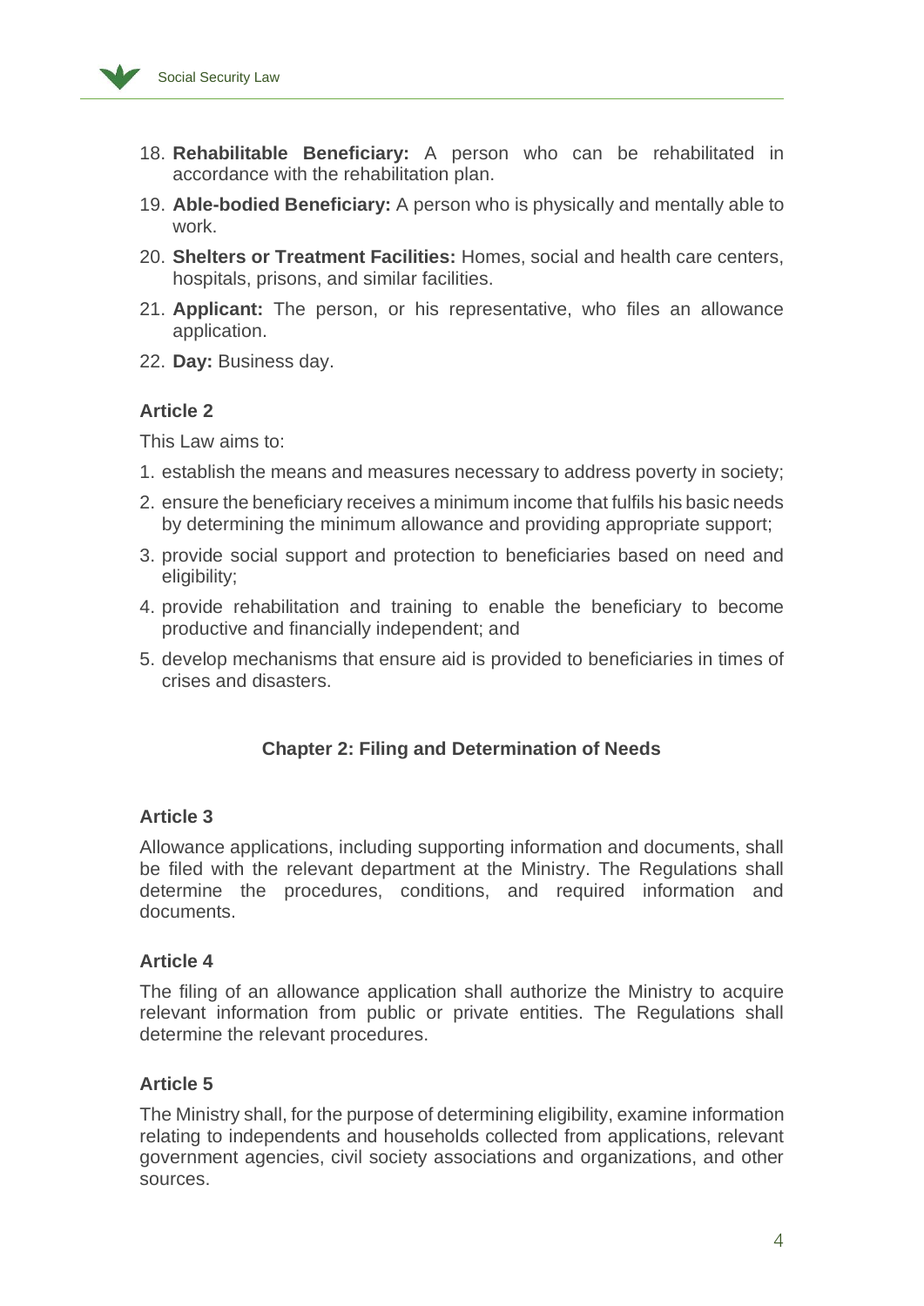18. **Rehabilitable Beneficiary:** A person who can be rehabilitated in accordance with the rehabilitation plan.
19. **Able-bodied Beneficiary:** A person who is physically and mentally able to work.
20. **Shelters or Treatment Facilities:** Homes, social and health care centers, hospitals, prisons, and similar facilities.
21. **Applicant:** The person, or his representative, who files an allowance application.
22. **Day:** Business day.

### Article 2

This Law aims to:

1. establish the means and measures necessary to address poverty in society;
2. ensure the beneficiary receives a minimum income that fulfils his basic needs by determining the minimum allowance and providing appropriate support;
3. provide social support and protection to beneficiaries based on need and eligibility;
4. provide rehabilitation and training to enable the beneficiary to become productive and financially independent; and
5. develop mechanisms that ensure aid is provided to beneficiaries in times of crises and disasters.

## Chapter 2: Filing and Determination of Needs

### Article 3

Allowance applications, including supporting information and documents, shall be filed with the relevant department at the Ministry. The Regulations shall determine the procedures, conditions, and required information and documents.

### Article 4

The filing of an allowance application shall authorize the Ministry to acquire relevant information from public or private entities. The Regulations shall determine the relevant procedures.

### Article 5

The Ministry shall, for the purpose of determining eligibility, examine information relating to independents and households collected from applications, relevant government agencies, civil society associations and organizations, and other sources.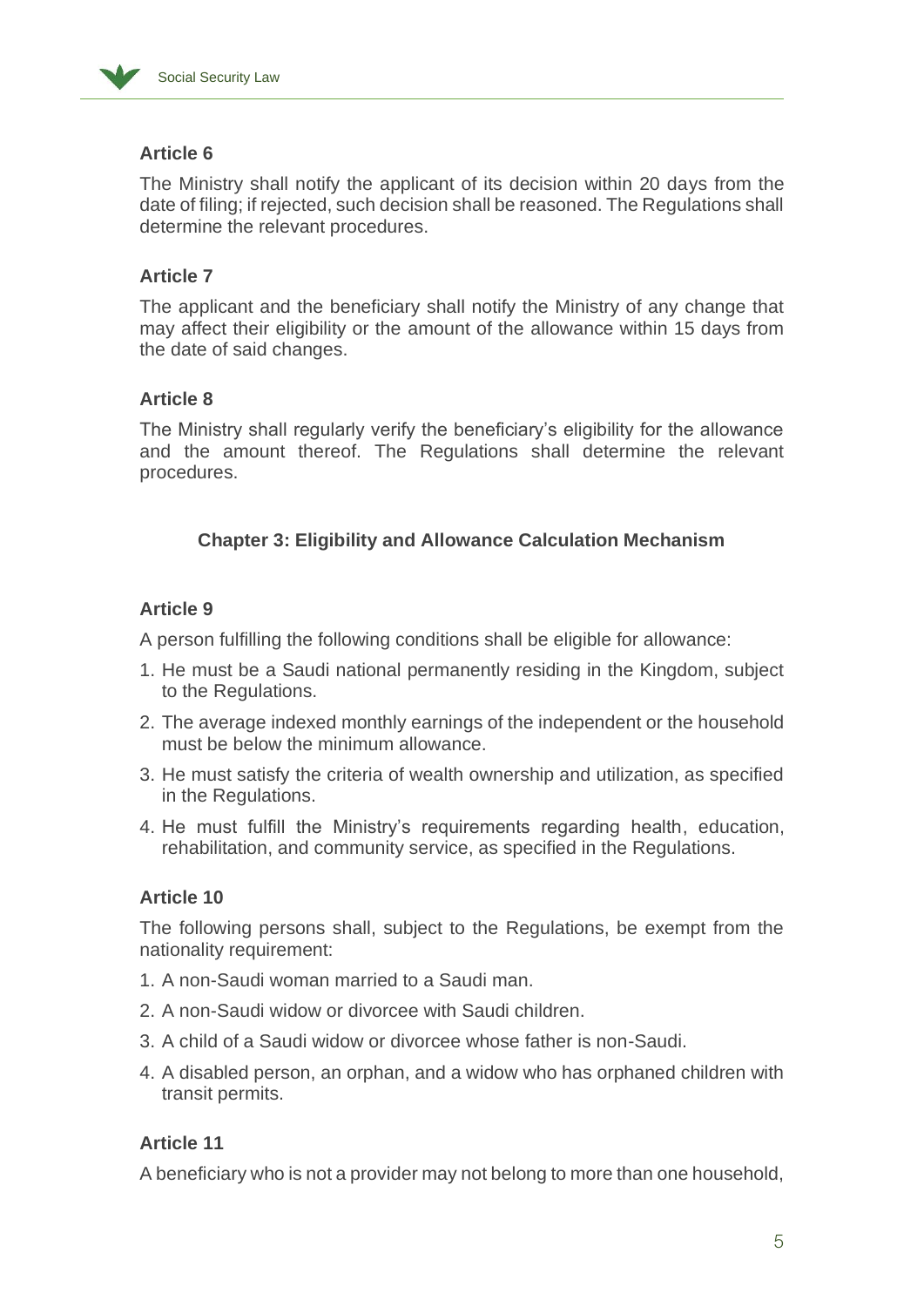### Article 6

The Ministry shall notify the applicant of its decision within 20 days from the date of filing; if rejected, such decision shall be reasoned. The Regulations shall determine the relevant procedures.

### Article 7

The applicant and the beneficiary shall notify the Ministry of any change that may affect their eligibility or the amount of the allowance within 15 days from the date of said changes.

### Article 8

The Ministry shall regularly verify the beneficiary's eligibility for the allowance and the amount thereof. The Regulations shall determine the relevant procedures.

## Chapter 3: Eligibility and Allowance Calculation Mechanism

### Article 9

A person fulfilling the following conditions shall be eligible for allowance:

1. He must be a Saudi national permanently residing in the Kingdom, subject to the Regulations.
2. The average indexed monthly earnings of the independent or the household must be below the minimum allowance.
3. He must satisfy the criteria of wealth ownership and utilization, as specified in the Regulations.
4. He must fulfill the Ministry's requirements regarding health, education, rehabilitation, and community service, as specified in the Regulations.

### Article 10

The following persons shall, subject to the Regulations, be exempt from the nationality requirement:

1. A non-Saudi woman married to a Saudi man.
2. A non-Saudi widow or divorcee with Saudi children.
3. A child of a Saudi widow or divorcee whose father is non-Saudi.
4. A disabled person, an orphan, and a widow who has orphaned children with transit permits.

### Article 11

A beneficiary who is not a provider may not belong to more than one household,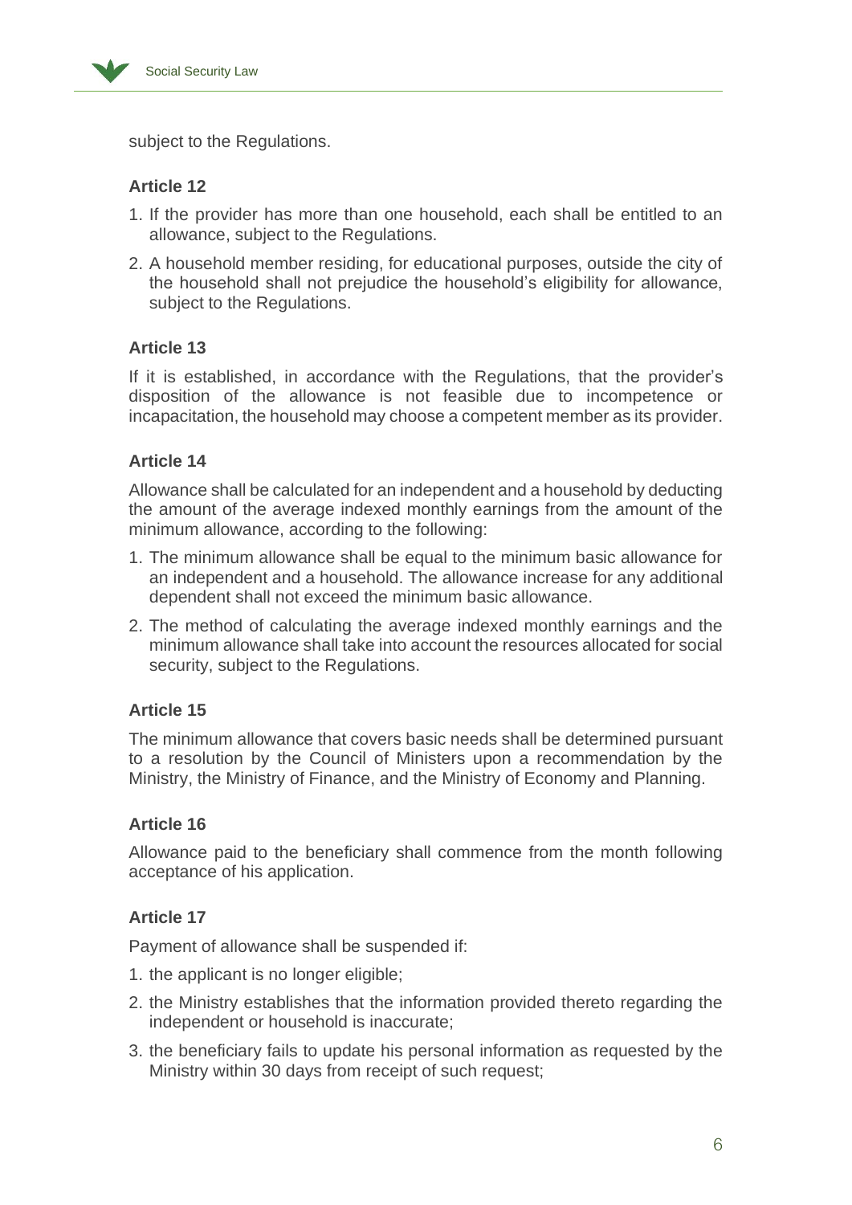subject to the Regulations.

### Article 12

1. If the provider has more than one household, each shall be entitled to an allowance, subject to the Regulations.
2. A household member residing, for educational purposes, outside the city of the household shall not prejudice the household's eligibility for allowance, subject to the Regulations.

### Article 13

If it is established, in accordance with the Regulations, that the provider's disposition of the allowance is not feasible due to incompetence or incapacitation, the household may choose a competent member as its provider.

### Article 14

Allowance shall be calculated for an independent and a household by deducting the amount of the average indexed monthly earnings from the amount of the minimum allowance, according to the following:

1. The minimum allowance shall be equal to the minimum basic allowance for an independent and a household. The allowance increase for any additional dependent shall not exceed the minimum basic allowance.
2. The method of calculating the average indexed monthly earnings and the minimum allowance shall take into account the resources allocated for social security, subject to the Regulations.

### Article 15

The minimum allowance that covers basic needs shall be determined pursuant to a resolution by the Council of Ministers upon a recommendation by the Ministry, the Ministry of Finance, and the Ministry of Economy and Planning.

### Article 16

Allowance paid to the beneficiary shall commence from the month following acceptance of his application.

### Article 17

Payment of allowance shall be suspended if:

1. the applicant is no longer eligible;
2. the Ministry establishes that the information provided thereto regarding the independent or household is inaccurate;
3. the beneficiary fails to update his personal information as requested by the Ministry within 30 days from receipt of such request;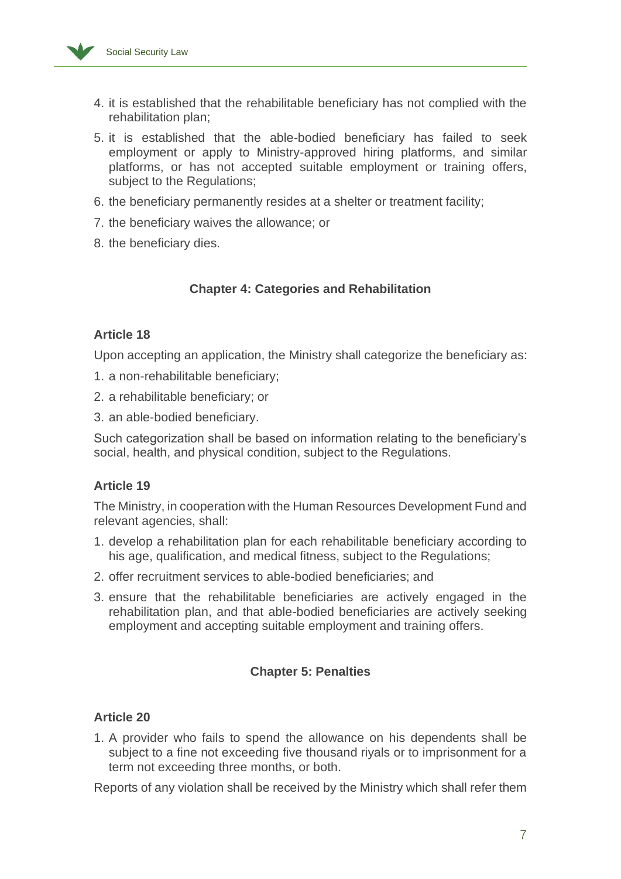4. it is established that the rehabilitable beneficiary has not complied with the rehabilitation plan;
5. it is established that the able-bodied beneficiary has failed to seek employment or apply to Ministry-approved hiring platforms, and similar platforms, or has not accepted suitable employment or training offers, subject to the Regulations;
6. the beneficiary permanently resides at a shelter or treatment facility;
7. the beneficiary waives the allowance; or
8. the beneficiary dies.

## Chapter 4: Categories and Rehabilitation

### Article 18

Upon accepting an application, the Ministry shall categorize the beneficiary as:

1. a non-rehabilitable beneficiary;
2. a rehabilitable beneficiary; or
3. an able-bodied beneficiary.

Such categorization shall be based on information relating to the beneficiary's social, health, and physical condition, subject to the Regulations.

### Article 19

The Ministry, in cooperation with the Human Resources Development Fund and relevant agencies, shall:

1. develop a rehabilitation plan for each rehabilitable beneficiary according to his age, qualification, and medical fitness, subject to the Regulations;
2. offer recruitment services to able-bodied beneficiaries; and
3. ensure that the rehabilitable beneficiaries are actively engaged in the rehabilitation plan, and that able-bodied beneficiaries are actively seeking employment and accepting suitable employment and training offers.

## Chapter 5: Penalties

### Article 20

1. A provider who fails to spend the allowance on his dependents shall be subject to a fine not exceeding five thousand riyals or to imprisonment for a term not exceeding three months, or both.

Reports of any violation shall be received by the Ministry which shall refer them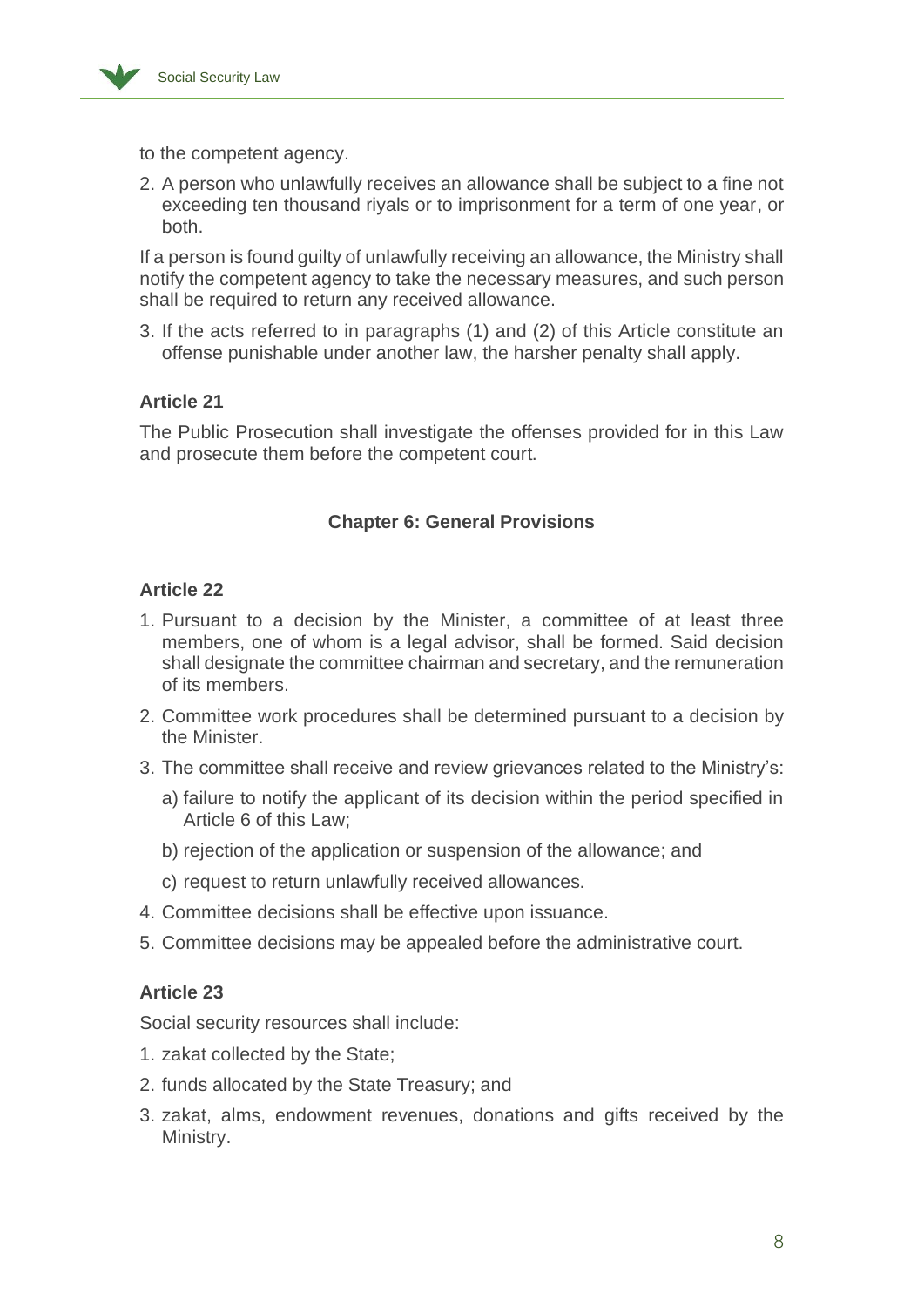to the competent agency.

2. A person who unlawfully receives an allowance shall be subject to a fine not exceeding ten thousand riyals or to imprisonment for a term of one year, or both.

If a person is found guilty of unlawfully receiving an allowance, the Ministry shall notify the competent agency to take the necessary measures, and such person shall be required to return any received allowance.

3. If the acts referred to in paragraphs (1) and (2) of this Article constitute an offense punishable under another law, the harsher penalty shall apply.

### Article 21

The Public Prosecution shall investigate the offenses provided for in this Law and prosecute them before the competent court.

## Chapter 6: General Provisions

### Article 22

1. Pursuant to a decision by the Minister, a committee of at least three members, one of whom is a legal advisor, shall be formed. Said decision shall designate the committee chairman and secretary, and the remuneration of its members.
2. Committee work procedures shall be determined pursuant to a decision by the Minister.
3. The committee shall receive and review grievances related to the Ministry's:
   a) failure to notify the applicant of its decision within the period specified in Article 6 of this Law;
   b) rejection of the application or suspension of the allowance; and
   c) request to return unlawfully received allowances.
4. Committee decisions shall be effective upon issuance.
5. Committee decisions may be appealed before the administrative court.

### Article 23

Social security resources shall include:

1. zakat collected by the State;
2. funds allocated by the State Treasury; and
3. zakat, alms, endowment revenues, donations and gifts received by the Ministry.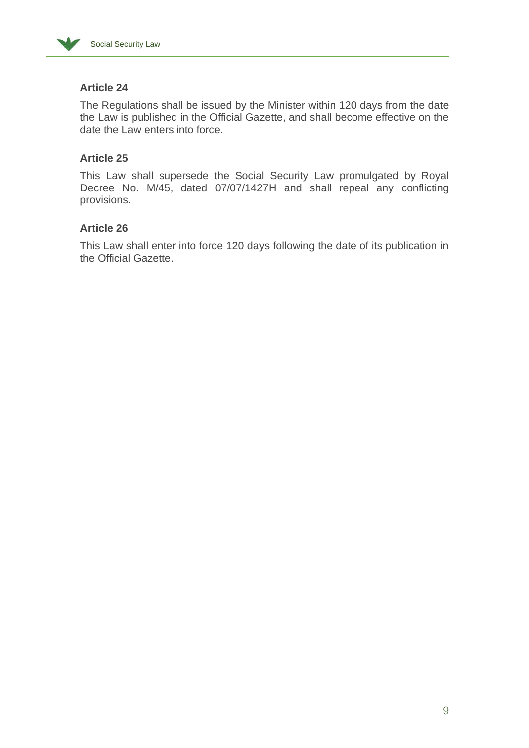### Article 24

The Regulations shall be issued by the Minister within 120 days from the date the Law is published in the Official Gazette, and shall become effective on the date the Law enters into force.

### Article 25

This Law shall supersede the Social Security Law promulgated by Royal Decree No. M/45, dated 07/07/1427H and shall repeal any conflicting provisions.

### Article 26

This Law shall enter into force 120 days following the date of its publication in the Official Gazette.